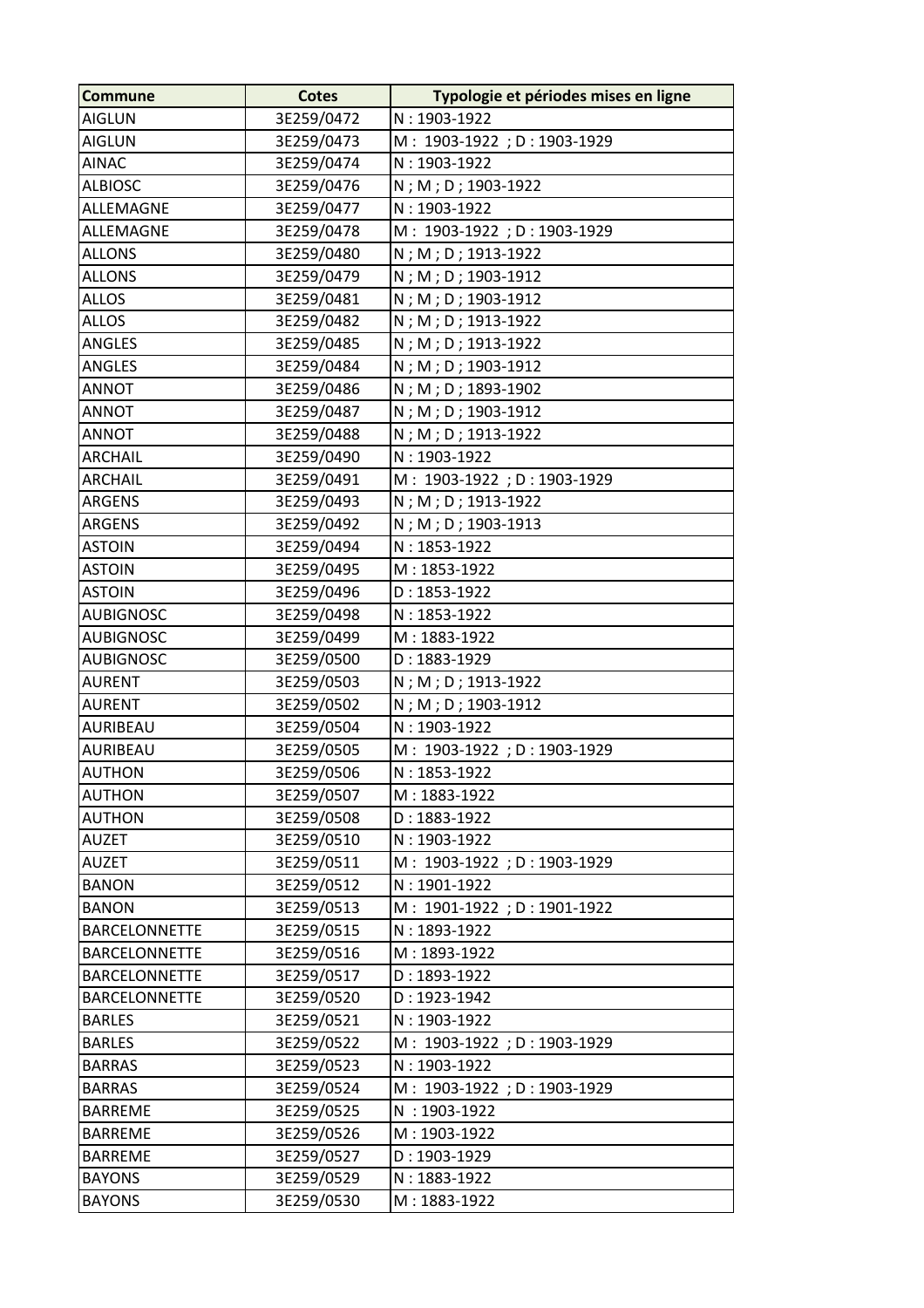| Commune | Cotes | Typologie et périodes mises en ligne |
| --- | --- | --- |
| AIGLUN | 3E259/0472 | N : 1903-1922 |
| AIGLUN | 3E259/0473 | M : 1903-1922 ; D : 1903-1929 |
| AINAC | 3E259/0474 | N : 1903-1922 |
| ALBIOSC | 3E259/0476 | N ; M ; D ; 1903-1922 |
| ALLEMAGNE | 3E259/0477 | N : 1903-1922 |
| ALLEMAGNE | 3E259/0478 | M : 1903-1922 ; D : 1903-1929 |
| ALLONS | 3E259/0480 | N ; M ; D ; 1913-1922 |
| ALLONS | 3E259/0479 | N ; M ; D ; 1903-1912 |
| ALLOS | 3E259/0481 | N ; M ; D ; 1903-1912 |
| ALLOS | 3E259/0482 | N ; M ; D ; 1913-1922 |
| ANGLES | 3E259/0485 | N ; M ; D ; 1913-1922 |
| ANGLES | 3E259/0484 | N ; M ; D ; 1903-1912 |
| ANNOT | 3E259/0486 | N ; M ; D ; 1893-1902 |
| ANNOT | 3E259/0487 | N ; M ; D ; 1903-1912 |
| ANNOT | 3E259/0488 | N ; M ; D ; 1913-1922 |
| ARCHAIL | 3E259/0490 | N : 1903-1922 |
| ARCHAIL | 3E259/0491 | M : 1903-1922 ; D : 1903-1929 |
| ARGENS | 3E259/0493 | N ; M ; D ; 1913-1922 |
| ARGENS | 3E259/0492 | N ; M ; D ; 1903-1913 |
| ASTOIN | 3E259/0494 | N : 1853-1922 |
| ASTOIN | 3E259/0495 | M : 1853-1922 |
| ASTOIN | 3E259/0496 | D : 1853-1922 |
| AUBIGNOSC | 3E259/0498 | N : 1853-1922 |
| AUBIGNOSC | 3E259/0499 | M : 1883-1922 |
| AUBIGNOSC | 3E259/0500 | D : 1883-1929 |
| AURENT | 3E259/0503 | N ; M ; D ; 1913-1922 |
| AURENT | 3E259/0502 | N ; M ; D ; 1903-1912 |
| AURIBEAU | 3E259/0504 | N : 1903-1922 |
| AURIBEAU | 3E259/0505 | M : 1903-1922 ; D : 1903-1929 |
| AUTHON | 3E259/0506 | N : 1853-1922 |
| AUTHON | 3E259/0507 | M : 1883-1922 |
| AUTHON | 3E259/0508 | D : 1883-1922 |
| AUZET | 3E259/0510 | N : 1903-1922 |
| AUZET | 3E259/0511 | M : 1903-1922 ; D : 1903-1929 |
| BANON | 3E259/0512 | N : 1901-1922 |
| BANON | 3E259/0513 | M : 1901-1922 ; D : 1901-1922 |
| BARCELONNETTE | 3E259/0515 | N : 1893-1922 |
| BARCELONNETTE | 3E259/0516 | M : 1893-1922 |
| BARCELONNETTE | 3E259/0517 | D : 1893-1922 |
| BARCELONNETTE | 3E259/0520 | D : 1923-1942 |
| BARLES | 3E259/0521 | N : 1903-1922 |
| BARLES | 3E259/0522 | M : 1903-1922 ; D : 1903-1929 |
| BARRAS | 3E259/0523 | N : 1903-1922 |
| BARRAS | 3E259/0524 | M : 1903-1922 ; D : 1903-1929 |
| BARREME | 3E259/0525 | N : 1903-1922 |
| BARREME | 3E259/0526 | M : 1903-1922 |
| BARREME | 3E259/0527 | D : 1903-1929 |
| BAYONS | 3E259/0529 | N : 1883-1922 |
| BAYONS | 3E259/0530 | M : 1883-1922 |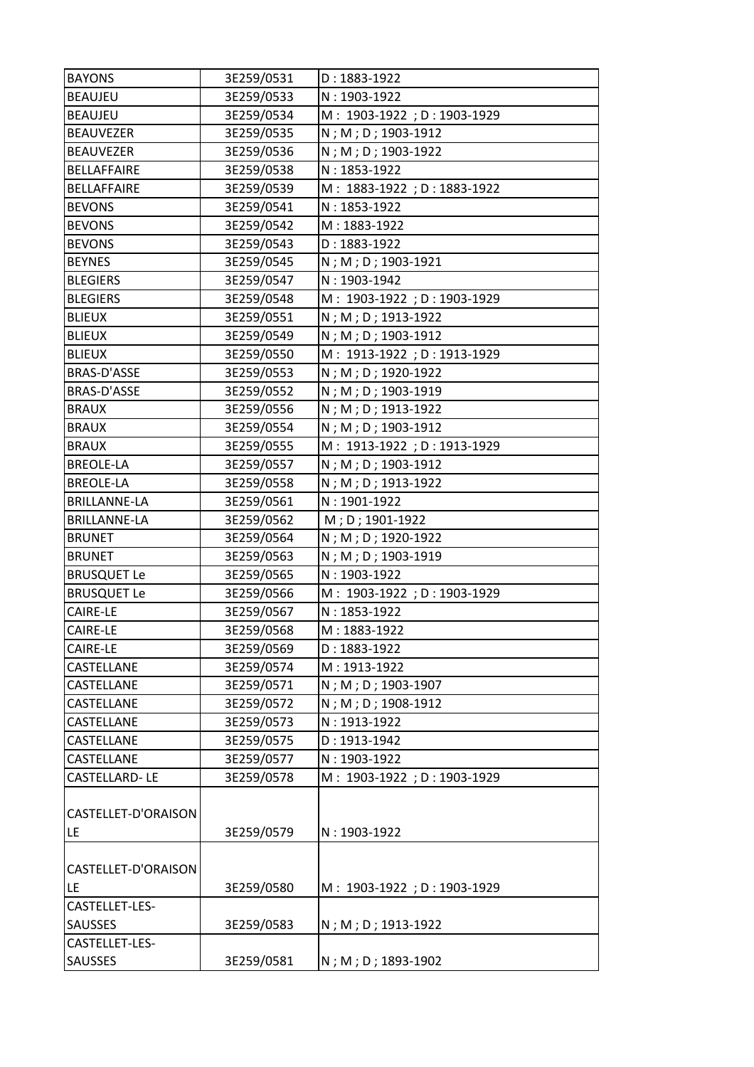| BAYONS | 3E259/0531 | D : 1883-1922 |
|---|---|---|
| BEAUJEU | 3E259/0533 | N : 1903-1922 |
| BEAUJEU | 3E259/0534 | M : 1903-1922 ; D : 1903-1929 |
| BEAUVEZER | 3E259/0535 | N ; M ; D ; 1903-1912 |
| BEAUVEZER | 3E259/0536 | N ; M ; D ; 1903-1922 |
| BELLAFFAIRE | 3E259/0538 | N : 1853-1922 |
| BELLAFFAIRE | 3E259/0539 | M : 1883-1922 ; D : 1883-1922 |
| BEVONS | 3E259/0541 | N : 1853-1922 |
| BEVONS | 3E259/0542 | M : 1883-1922 |
| BEVONS | 3E259/0543 | D : 1883-1922 |
| BEYNES | 3E259/0545 | N ; M ; D ; 1903-1921 |
| BLEGIERS | 3E259/0547 | N : 1903-1942 |
| BLEGIERS | 3E259/0548 | M : 1903-1922 ; D : 1903-1929 |
| BLIEUX | 3E259/0551 | N ; M ; D ; 1913-1922 |
| BLIEUX | 3E259/0549 | N ; M ; D ; 1903-1912 |
| BLIEUX | 3E259/0550 | M : 1913-1922 ; D : 1913-1929 |
| BRAS-D'ASSE | 3E259/0553 | N ; M ; D ; 1920-1922 |
| BRAS-D'ASSE | 3E259/0552 | N ; M ; D ; 1903-1919 |
| BRAUX | 3E259/0556 | N ; M ; D ; 1913-1922 |
| BRAUX | 3E259/0554 | N ; M ; D ; 1903-1912 |
| BRAUX | 3E259/0555 | M : 1913-1922 ; D : 1913-1929 |
| BREOLE-LA | 3E259/0557 | N ; M ; D ; 1903-1912 |
| BREOLE-LA | 3E259/0558 | N ; M ; D ; 1913-1922 |
| BRILLANNE-LA | 3E259/0561 | N : 1901-1922 |
| BRILLANNE-LA | 3E259/0562 | M ; D ; 1901-1922 |
| BRUNET | 3E259/0564 | N ; M ; D ; 1920-1922 |
| BRUNET | 3E259/0563 | N ; M ; D ; 1903-1919 |
| BRUSQUET Le | 3E259/0565 | N : 1903-1922 |
| BRUSQUET Le | 3E259/0566 | M : 1903-1922 ; D : 1903-1929 |
| CAIRE-LE | 3E259/0567 | N : 1853-1922 |
| CAIRE-LE | 3E259/0568 | M : 1883-1922 |
| CAIRE-LE | 3E259/0569 | D : 1883-1922 |
| CASTELLANE | 3E259/0574 | M : 1913-1922 |
| CASTELLANE | 3E259/0571 | N ; M ; D ; 1903-1907 |
| CASTELLANE | 3E259/0572 | N ; M ; D ; 1908-1912 |
| CASTELLANE | 3E259/0573 | N : 1913-1922 |
| CASTELLANE | 3E259/0575 | D : 1913-1942 |
| CASTELLANE | 3E259/0577 | N : 1903-1922 |
| CASTELLARD- LE | 3E259/0578 | M : 1903-1922 ; D : 1903-1929 |
| CASTELLET-D'ORAISON LE | 3E259/0579 | N : 1903-1922 |
| CASTELLET-D'ORAISON LE | 3E259/0580 | M : 1903-1922 ; D : 1903-1929 |
| CASTELLET-LES-SAUSSES | 3E259/0583 | N ; M ; D ; 1913-1922 |
| CASTELLET-LES-SAUSSES | 3E259/0581 | N ; M ; D ; 1893-1902 |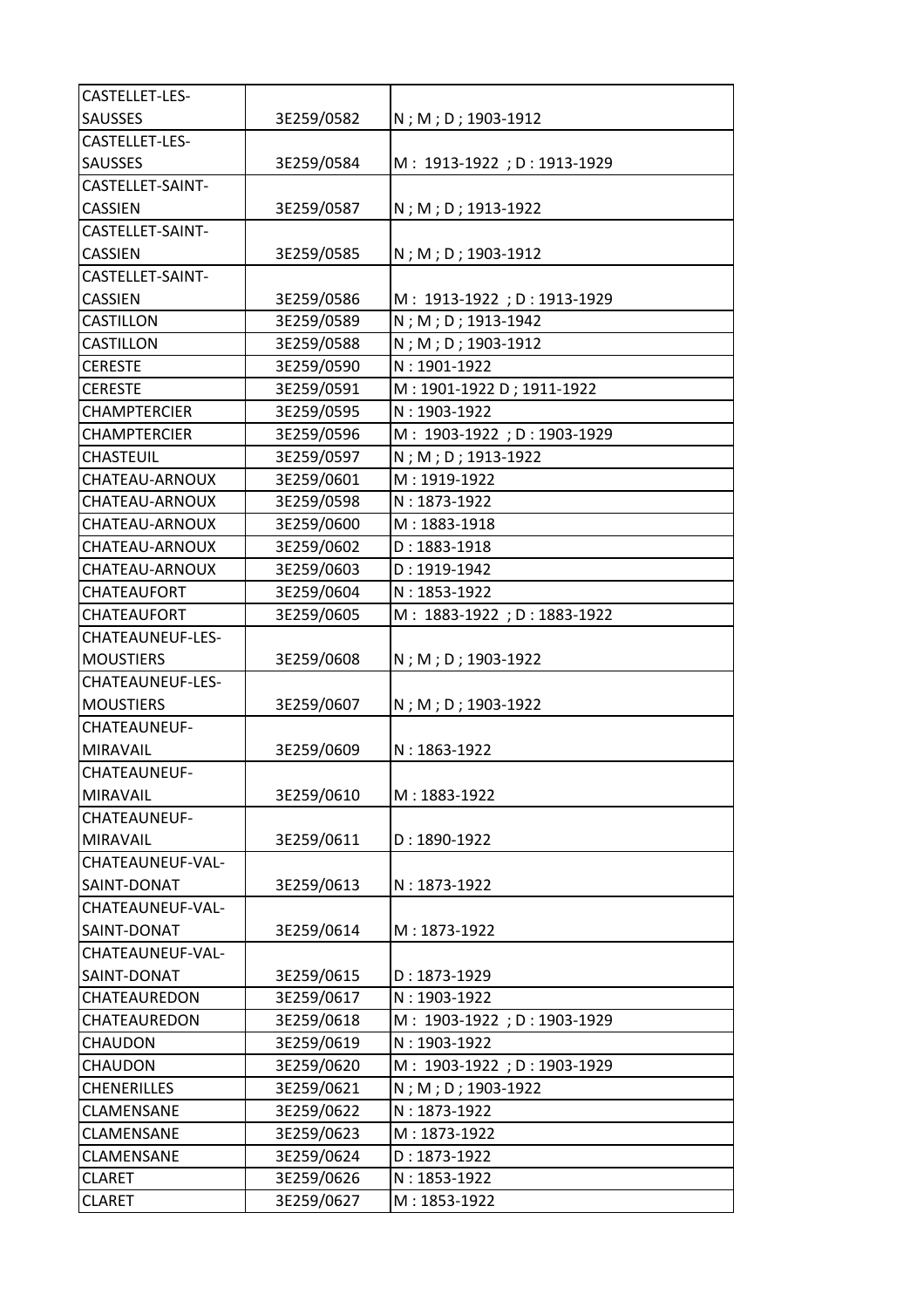| | | |
|---|---|---|
| CASTELLET-LES-SAUSSES | 3E259/0582 | N ; M ; D ; 1903-1912 |
| CASTELLET-LES-SAUSSES | 3E259/0584 | M : 1913-1922 ; D : 1913-1929 |
| CASTELLET-SAINT-CASSIEN | 3E259/0587 | N ; M ; D ; 1913-1922 |
| CASTELLET-SAINT-CASSIEN | 3E259/0585 | N ; M ; D ; 1903-1912 |
| CASTELLET-SAINT-CASSIEN | 3E259/0586 | M : 1913-1922 ; D : 1913-1929 |
| CASTILLON | 3E259/0589 | N ; M ; D ; 1913-1942 |
| CASTILLON | 3E259/0588 | N ; M ; D ; 1903-1912 |
| CERESTE | 3E259/0590 | N : 1901-1922 |
| CERESTE | 3E259/0591 | M : 1901-1922 D ; 1911-1922 |
| CHAMPTERCIER | 3E259/0595 | N : 1903-1922 |
| CHAMPTERCIER | 3E259/0596 | M : 1903-1922 ; D : 1903-1929 |
| CHASTEUIL | 3E259/0597 | N ; M ; D ; 1913-1922 |
| CHATEAU-ARNOUX | 3E259/0601 | M : 1919-1922 |
| CHATEAU-ARNOUX | 3E259/0598 | N : 1873-1922 |
| CHATEAU-ARNOUX | 3E259/0600 | M : 1883-1918 |
| CHATEAU-ARNOUX | 3E259/0602 | D : 1883-1918 |
| CHATEAU-ARNOUX | 3E259/0603 | D : 1919-1942 |
| CHATEAUFORT | 3E259/0604 | N : 1853-1922 |
| CHATEAUFORT | 3E259/0605 | M : 1883-1922 ; D : 1883-1922 |
| CHATEAUNEUF-LES-MOUSTIERS | 3E259/0608 | N ; M ; D ; 1903-1922 |
| CHATEAUNEUF-LES-MOUSTIERS | 3E259/0607 | N ; M ; D ; 1903-1922 |
| CHATEAUNEUF-MIRAVAIL | 3E259/0609 | N : 1863-1922 |
| CHATEAUNEUF-MIRAVAIL | 3E259/0610 | M : 1883-1922 |
| CHATEAUNEUF-MIRAVAIL | 3E259/0611 | D : 1890-1922 |
| CHATEAUNEUF-VAL-SAINT-DONAT | 3E259/0613 | N : 1873-1922 |
| CHATEAUNEUF-VAL-SAINT-DONAT | 3E259/0614 | M : 1873-1922 |
| CHATEAUNEUF-VAL-SAINT-DONAT | 3E259/0615 | D : 1873-1929 |
| CHATEAUREDON | 3E259/0617 | N : 1903-1922 |
| CHATEAUREDON | 3E259/0618 | M : 1903-1922 ; D : 1903-1929 |
| CHAUDON | 3E259/0619 | N : 1903-1922 |
| CHAUDON | 3E259/0620 | M : 1903-1922 ; D : 1903-1929 |
| CHENERILLES | 3E259/0621 | N ; M ; D ; 1903-1922 |
| CLAMENSANE | 3E259/0622 | N : 1873-1922 |
| CLAMENSANE | 3E259/0623 | M : 1873-1922 |
| CLAMENSANE | 3E259/0624 | D : 1873-1922 |
| CLARET | 3E259/0626 | N : 1853-1922 |
| CLARET | 3E259/0627 | M : 1853-1922 |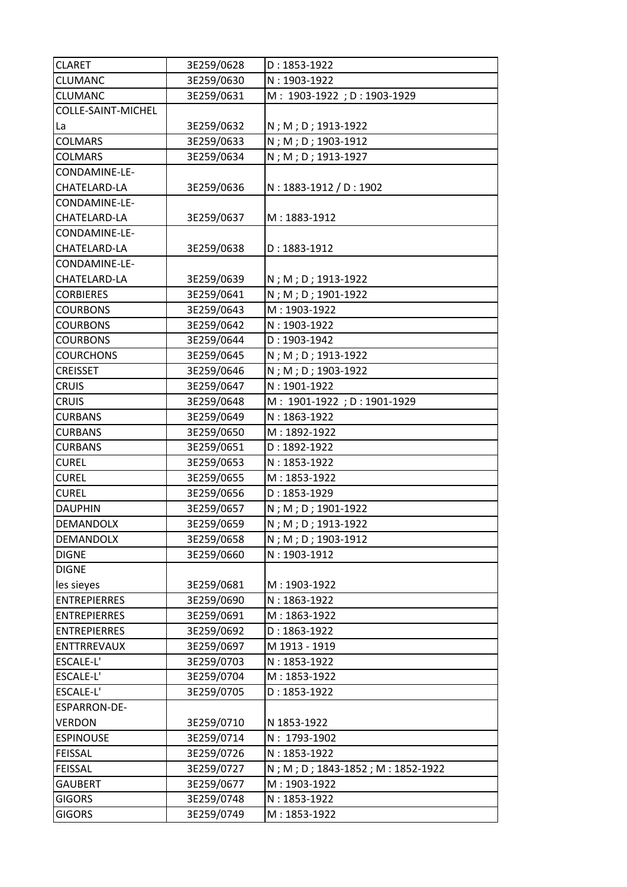| CLARET | 3E259/0628 | D : 1853-1922 |
|---|---|---|
| CLUMANC | 3E259/0630 | N : 1903-1922 |
| CLUMANC | 3E259/0631 | M : 1903-1922 ; D : 1903-1929 |
| COLLE-SAINT-MICHEL La | 3E259/0632 | N ; M ; D ; 1913-1922 |
| COLMARS | 3E259/0633 | N ; M ; D ; 1903-1912 |
| COLMARS | 3E259/0634 | N ; M ; D ; 1913-1927 |
| CONDAMINE-LE-CHATELARD-LA | 3E259/0636 | N : 1883-1912 / D : 1902 |
| CONDAMINE-LE-CHATELARD-LA | 3E259/0637 | M : 1883-1912 |
| CONDAMINE-LE-CHATELARD-LA | 3E259/0638 | D : 1883-1912 |
| CONDAMINE-LE-CHATELARD-LA | 3E259/0639 | N ; M ; D ; 1913-1922 |
| CORBIERES | 3E259/0641 | N ; M ; D ; 1901-1922 |
| COURBONS | 3E259/0643 | M : 1903-1922 |
| COURBONS | 3E259/0642 | N : 1903-1922 |
| COURBONS | 3E259/0644 | D : 1903-1942 |
| COURCHONS | 3E259/0645 | N ; M ; D ; 1913-1922 |
| CREISSET | 3E259/0646 | N ; M ; D ; 1903-1922 |
| CRUIS | 3E259/0647 | N : 1901-1922 |
| CRUIS | 3E259/0648 | M : 1901-1922 ; D : 1901-1929 |
| CURBANS | 3E259/0649 | N : 1863-1922 |
| CURBANS | 3E259/0650 | M : 1892-1922 |
| CURBANS | 3E259/0651 | D : 1892-1922 |
| CUREL | 3E259/0653 | N : 1853-1922 |
| CUREL | 3E259/0655 | M : 1853-1922 |
| CUREL | 3E259/0656 | D : 1853-1929 |
| DAUPHIN | 3E259/0657 | N ; M ; D ; 1901-1922 |
| DEMANDOLX | 3E259/0659 | N ; M ; D ; 1913-1922 |
| DEMANDOLX | 3E259/0658 | N ; M ; D ; 1903-1912 |
| DIGNE | 3E259/0660 | N : 1903-1912 |
| DIGNE les sieyes | 3E259/0681 | M : 1903-1922 |
| ENTREPIERRES | 3E259/0690 | N : 1863-1922 |
| ENTREPIERRES | 3E259/0691 | M : 1863-1922 |
| ENTREPIERRES | 3E259/0692 | D : 1863-1922 |
| ENTTRREVAUX | 3E259/0697 | M 1913 - 1919 |
| ESCALE-L' | 3E259/0703 | N : 1853-1922 |
| ESCALE-L' | 3E259/0704 | M : 1853-1922 |
| ESCALE-L' | 3E259/0705 | D : 1853-1922 |
| ESPARRON-DE-VERDON | 3E259/0710 | N 1853-1922 |
| ESPINOUSE | 3E259/0714 | N : 1793-1902 |
| FEISSAL | 3E259/0726 | N : 1853-1922 |
| FEISSAL | 3E259/0727 | N ; M ; D ; 1843-1852 ; M : 1852-1922 |
| GAUBERT | 3E259/0677 | M : 1903-1922 |
| GIGORS | 3E259/0748 | N : 1853-1922 |
| GIGORS | 3E259/0749 | M : 1853-1922 |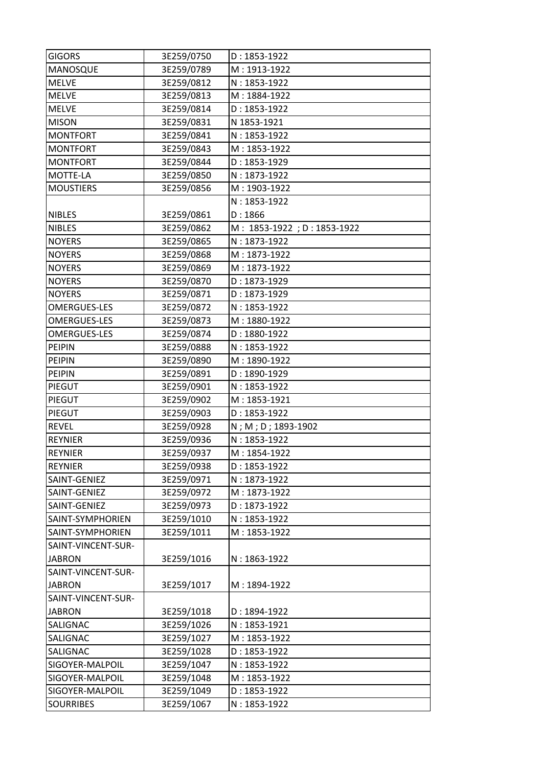| GIGORS | 3E259/0750 | D : 1853-1922 |
|---|---|---|
| MANOSQUE | 3E259/0789 | M : 1913-1922 |
| MELVE | 3E259/0812 | N : 1853-1922 |
| MELVE | 3E259/0813 | M : 1884-1922 |
| MELVE | 3E259/0814 | D : 1853-1922 |
| MISON | 3E259/0831 | N 1853-1921 |
| MONTFORT | 3E259/0841 | N : 1853-1922 |
| MONTFORT | 3E259/0843 | M : 1853-1922 |
| MONTFORT | 3E259/0844 | D : 1853-1929 |
| MOTTE-LA | 3E259/0850 | N : 1873-1922 |
| MOUSTIERS | 3E259/0856 | M : 1903-1922 |
| NIBLES | 3E259/0861 | N : 1853-1922<br>D : 1866 |
| NIBLES | 3E259/0862 | M : 1853-1922 ; D : 1853-1922 |
| NOYERS | 3E259/0865 | N : 1873-1922 |
| NOYERS | 3E259/0868 | M : 1873-1922 |
| NOYERS | 3E259/0869 | M : 1873-1922 |
| NOYERS | 3E259/0870 | D : 1873-1929 |
| NOYERS | 3E259/0871 | D : 1873-1929 |
| OMERGUES-LES | 3E259/0872 | N : 1853-1922 |
| OMERGUES-LES | 3E259/0873 | M : 1880-1922 |
| OMERGUES-LES | 3E259/0874 | D : 1880-1922 |
| PEIPIN | 3E259/0888 | N : 1853-1922 |
| PEIPIN | 3E259/0890 | M : 1890-1922 |
| PEIPIN | 3E259/0891 | D : 1890-1929 |
| PIEGUT | 3E259/0901 | N : 1853-1922 |
| PIEGUT | 3E259/0902 | M : 1853-1921 |
| PIEGUT | 3E259/0903 | D : 1853-1922 |
| REVEL | 3E259/0928 | N ; M ; D ; 1893-1902 |
| REYNIER | 3E259/0936 | N : 1853-1922 |
| REYNIER | 3E259/0937 | M : 1854-1922 |
| REYNIER | 3E259/0938 | D : 1853-1922 |
| SAINT-GENIEZ | 3E259/0971 | N : 1873-1922 |
| SAINT-GENIEZ | 3E259/0972 | M : 1873-1922 |
| SAINT-GENIEZ | 3E259/0973 | D : 1873-1922 |
| SAINT-SYMPHORIEN | 3E259/1010 | N : 1853-1922 |
| SAINT-SYMPHORIEN | 3E259/1011 | M : 1853-1922 |
| SAINT-VINCENT-SUR-JABRON | 3E259/1016 | N : 1863-1922 |
| SAINT-VINCENT-SUR-JABRON | 3E259/1017 | M : 1894-1922 |
| SAINT-VINCENT-SUR-JABRON | 3E259/1018 | D : 1894-1922 |
| SALIGNAC | 3E259/1026 | N : 1853-1921 |
| SALIGNAC | 3E259/1027 | M : 1853-1922 |
| SALIGNAC | 3E259/1028 | D : 1853-1922 |
| SIGOYER-MALPOIL | 3E259/1047 | N : 1853-1922 |
| SIGOYER-MALPOIL | 3E259/1048 | M : 1853-1922 |
| SIGOYER-MALPOIL | 3E259/1049 | D : 1853-1922 |
| SOURRIBES | 3E259/1067 | N : 1853-1922 |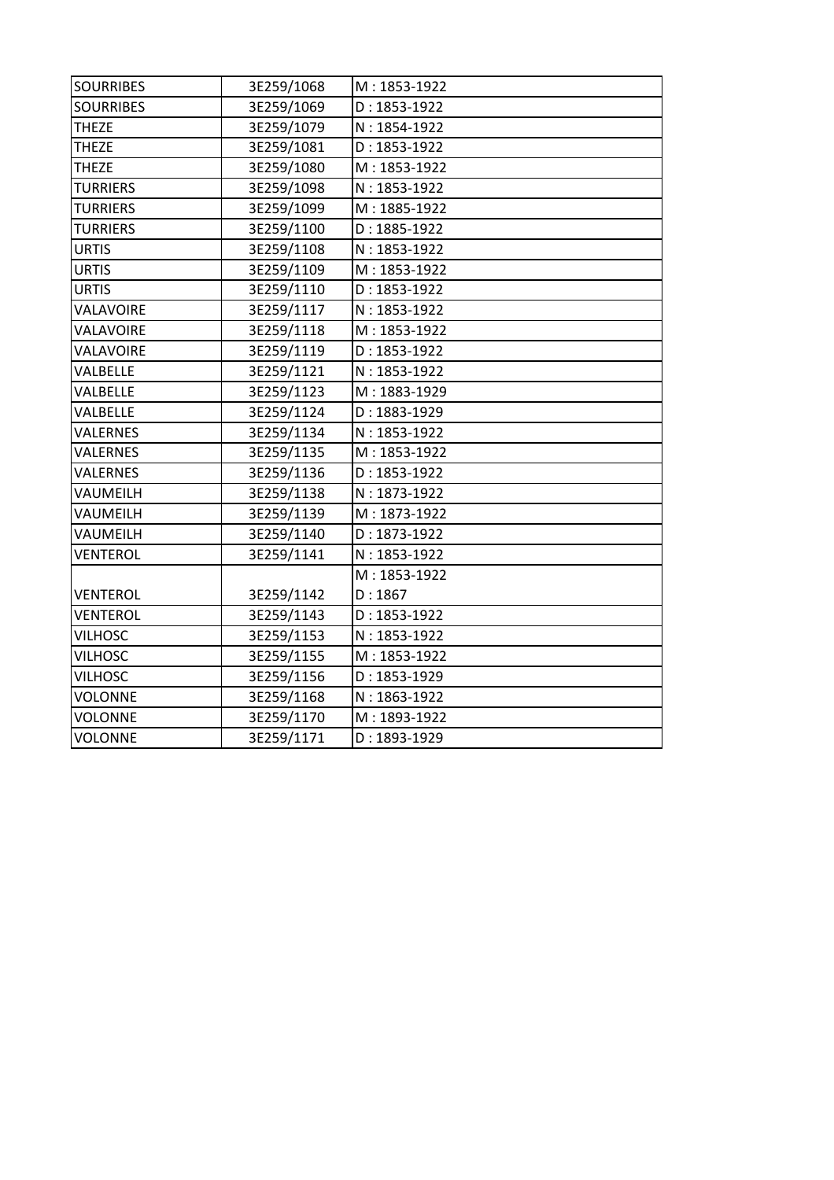| | | |
|---|---|---|
| SOURRIBES | 3E259/1068 | M : 1853-1922 |
| SOURRIBES | 3E259/1069 | D : 1853-1922 |
| THEZE | 3E259/1079 | N : 1854-1922 |
| THEZE | 3E259/1081 | D : 1853-1922 |
| THEZE | 3E259/1080 | M : 1853-1922 |
| TURRIERS | 3E259/1098 | N : 1853-1922 |
| TURRIERS | 3E259/1099 | M : 1885-1922 |
| TURRIERS | 3E259/1100 | D : 1885-1922 |
| URTIS | 3E259/1108 | N : 1853-1922 |
| URTIS | 3E259/1109 | M : 1853-1922 |
| URTIS | 3E259/1110 | D : 1853-1922 |
| VALAVOIRE | 3E259/1117 | N : 1853-1922 |
| VALAVOIRE | 3E259/1118 | M : 1853-1922 |
| VALAVOIRE | 3E259/1119 | D : 1853-1922 |
| VALBELLE | 3E259/1121 | N : 1853-1922 |
| VALBELLE | 3E259/1123 | M : 1883-1929 |
| VALBELLE | 3E259/1124 | D : 1883-1929 |
| VALERNES | 3E259/1134 | N : 1853-1922 |
| VALERNES | 3E259/1135 | M : 1853-1922 |
| VALERNES | 3E259/1136 | D : 1853-1922 |
| VAUMEILH | 3E259/1138 | N : 1873-1922 |
| VAUMEILH | 3E259/1139 | M : 1873-1922 |
| VAUMEILH | 3E259/1140 | D : 1873-1922 |
| VENTEROL | 3E259/1141 | N : 1853-1922 |
| VENTEROL | 3E259/1142 | M : 1853-1922<br>D : 1867 |
| VENTEROL | 3E259/1143 | D : 1853-1922 |
| VILHOSC | 3E259/1153 | N : 1853-1922 |
| VILHOSC | 3E259/1155 | M : 1853-1922 |
| VILHOSC | 3E259/1156 | D : 1853-1929 |
| VOLONNE | 3E259/1168 | N : 1863-1922 |
| VOLONNE | 3E259/1170 | M : 1893-1922 |
| VOLONNE | 3E259/1171 | D : 1893-1929 |